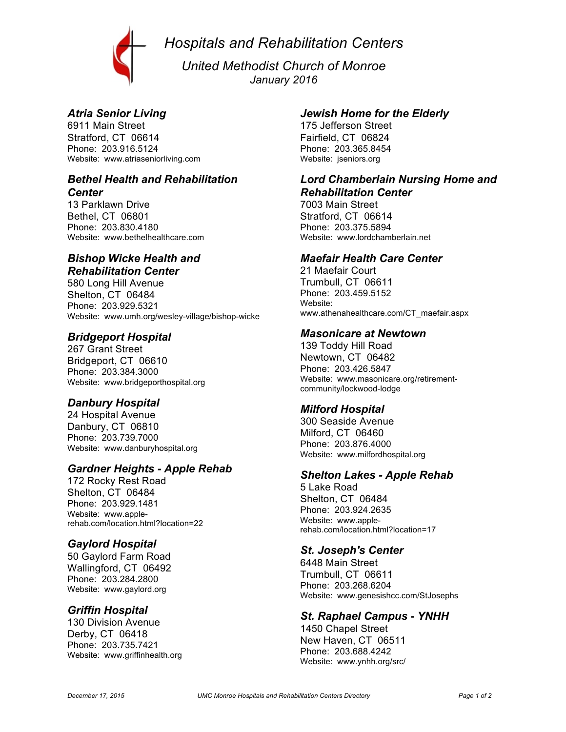# Hospitals and Rehabilitation Centers

## United Methodist Church of Monroe

January 2016

### Atria Senior Living

6911 Main Street
Stratford, CT 06614
Phone: 203.916.5124
Website: www.atriaseniorliving.com

### Bethel Health and Rehabilitation Center

13 Parklawn Drive
Bethel, CT 06801
Phone: 203.830.4180
Website: www.bethelhealthcare.com

### Bishop Wicke Health and Rehabilitation Center

580 Long Hill Avenue
Shelton, CT 06484
Phone: 203.929.5321
Website: www.umh.org/wesley-village/bishop-wicke

### Bridgeport Hospital

267 Grant Street
Bridgeport, CT 06610
Phone: 203.384.3000
Website: www.bridgeporthospital.org

### Danbury Hospital

24 Hospital Avenue
Danbury, CT 06810
Phone: 203.739.7000
Website: www.danburyhospital.org

### Gardner Heights - Apple Rehab

172 Rocky Rest Road
Shelton, CT 06484
Phone: 203.929.1481
Website: www.apple-rehab.com/location.html?location=22

### Gaylord Hospital

50 Gaylord Farm Road
Wallingford, CT 06492
Phone: 203.284.2800
Website: www.gaylord.org

### Griffin Hospital

130 Division Avenue
Derby, CT 06418
Phone: 203.735.7421
Website: www.griffinhealth.org

### Jewish Home for the Elderly

175 Jefferson Street
Fairfield, CT 06824
Phone: 203.365.8454
Website: jseniors.org

### Lord Chamberlain Nursing Home and Rehabilitation Center

7003 Main Street
Stratford, CT 06614
Phone: 203.375.5894
Website: www.lordchamberlain.net

### Maefair Health Care Center

21 Maefair Court
Trumbull, CT 06611
Phone: 203.459.5152
Website: www.athenahealthcare.com/CT_maefair.aspx

### Masonicare at Newtown

139 Toddy Hill Road
Newtown, CT 06482
Phone: 203.426.5847
Website: www.masonicare.org/retirement-community/lockwood-lodge

### Milford Hospital

300 Seaside Avenue
Milford, CT 06460
Phone: 203.876.4000
Website: www.milfordhospital.org

### Shelton Lakes - Apple Rehab

5 Lake Road
Shelton, CT 06484
Phone: 203.924.2635
Website: www.apple-rehab.com/location.html?location=17

### St. Joseph's Center

6448 Main Street
Trumbull, CT 06611
Phone: 203.268.6204
Website: www.genesishcc.com/StJosephs

### St. Raphael Campus - YNHH

1450 Chapel Street
New Haven, CT 06511
Phone: 203.688.4242
Website: www.ynhh.org/src/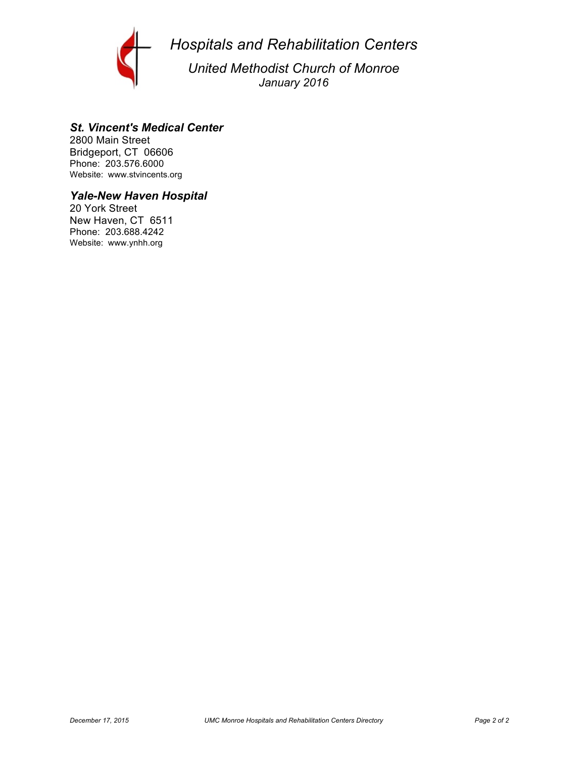# *Hospitals and Rehabilitation Centers*

## *United Methodist Church of Monroe*

*January 2016*

### ***St. Vincent's Medical Center***

2800 Main Street
Bridgeport, CT 06606
Phone: 203.576.6000
Website: www.stvincents.org

### ***Yale-New Haven Hospital***

20 York Street
New Haven, CT 6511
Phone: 203.688.4242
Website: www.ynhh.org